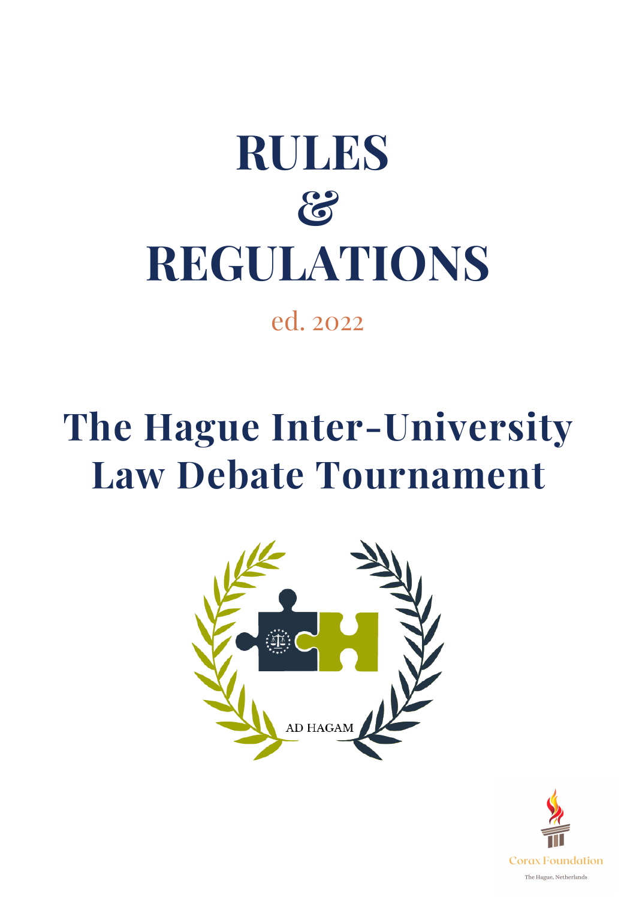# RULES & REGULATIONS

ed. 2022

# The Hague Inter-University Law Debate Tournament

AD HAGAM

Corax Foundation

The Hague, Netherlands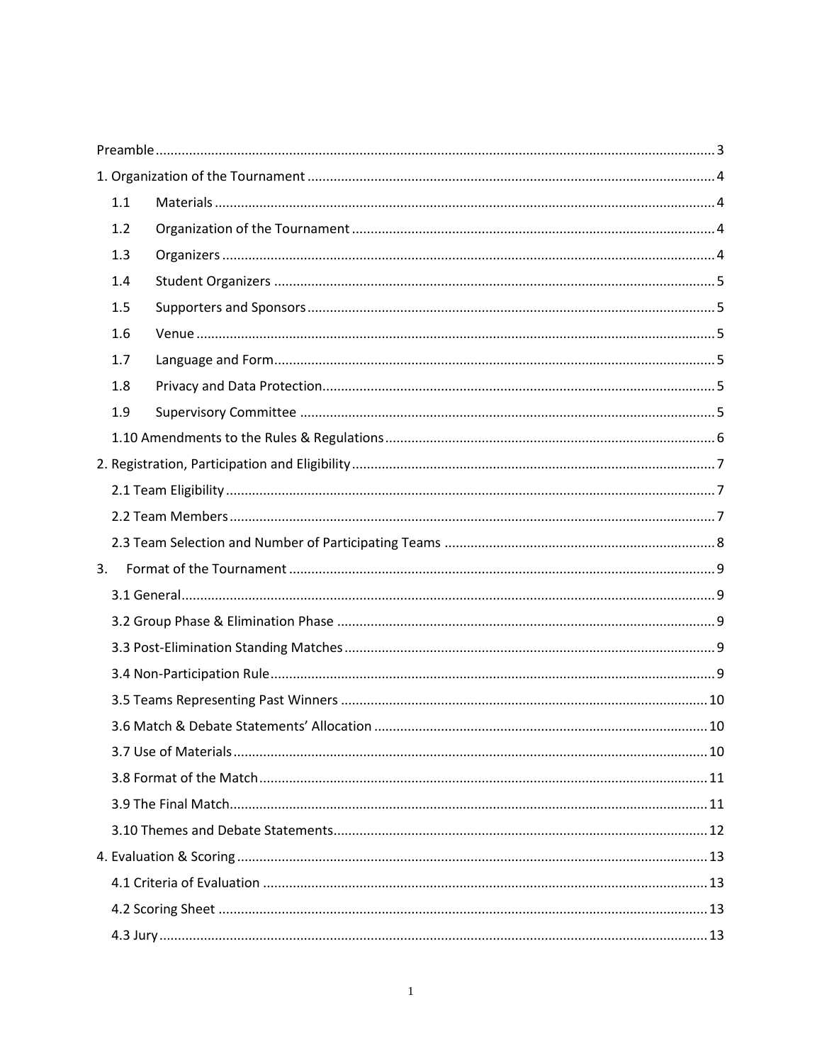Preamble ..... 3

1. Organization of the Tournament ..... 4
   - 1.1 Materials ..... 4
   - 1.2 Organization of the Tournament ..... 4
   - 1.3 Organizers ..... 4
   - 1.4 Student Organizers ..... 5
   - 1.5 Supporters and Sponsors ..... 5
   - 1.6 Venue ..... 5
   - 1.7 Language and Form ..... 5
   - 1.8 Privacy and Data Protection ..... 5
   - 1.9 Supervisory Committee ..... 5
   - 1.10 Amendments to the Rules & Regulations ..... 6

2. Registration, Participation and Eligibility ..... 7
   - 2.1 Team Eligibility ..... 7
   - 2.2 Team Members ..... 7
   - 2.3 Team Selection and Number of Participating Teams ..... 8

3. Format of the Tournament ..... 9
   - 3.1 General ..... 9
   - 3.2 Group Phase & Elimination Phase ..... 9
   - 3.3 Post-Elimination Standing Matches ..... 9
   - 3.4 Non-Participation Rule ..... 9
   - 3.5 Teams Representing Past Winners ..... 10
   - 3.6 Match & Debate Statements' Allocation ..... 10
   - 3.7 Use of Materials ..... 10
   - 3.8 Format of the Match ..... 11
   - 3.9 The Final Match ..... 11
   - 3.10 Themes and Debate Statements ..... 12

4. Evaluation & Scoring ..... 13
   - 4.1 Criteria of Evaluation ..... 13
   - 4.2 Scoring Sheet ..... 13
   - 4.3 Jury ..... 13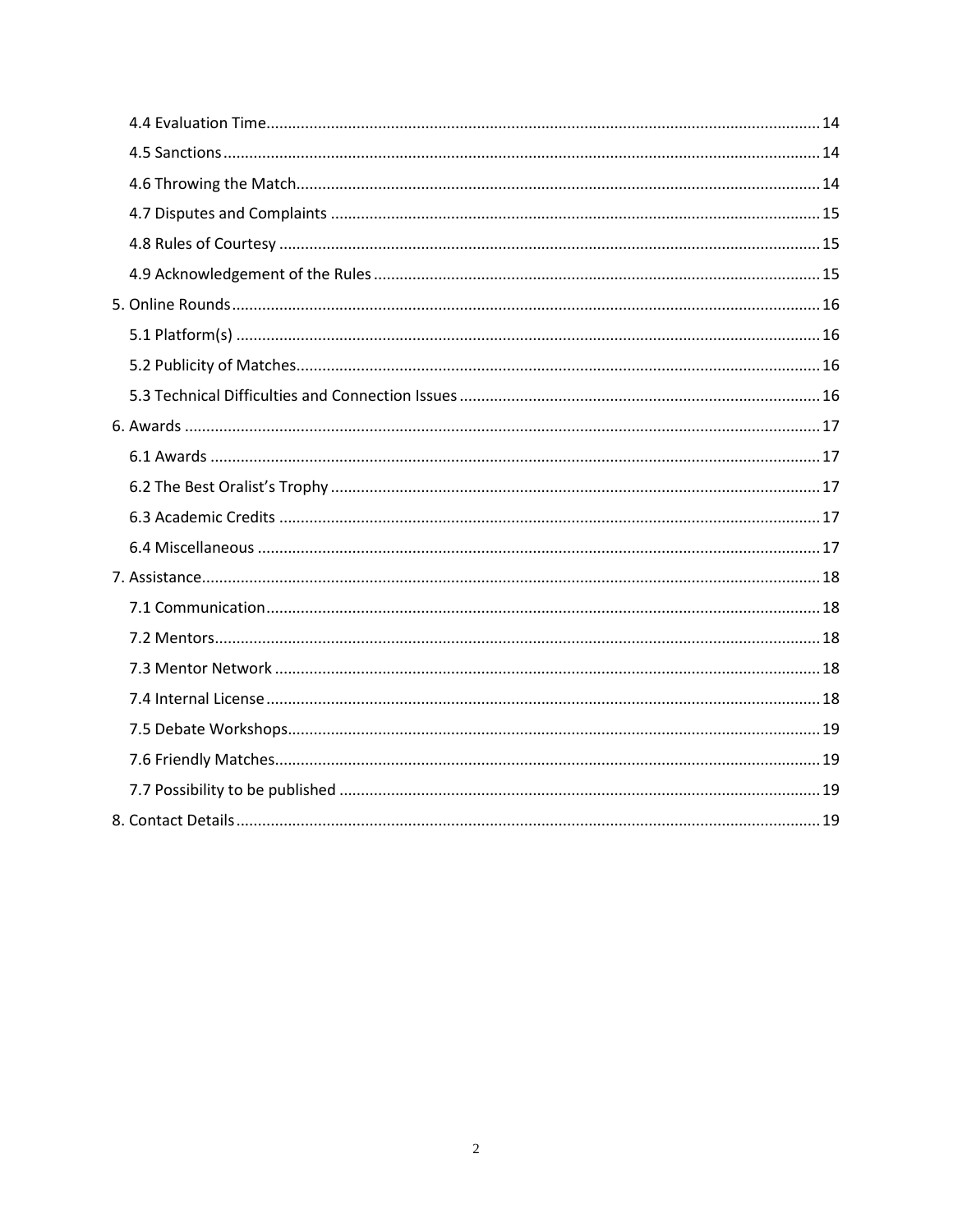4.4 Evaluation Time ........ 14

4.5 Sanctions ........ 14

4.6 Throwing the Match ........ 14

4.7 Disputes and Complaints ........ 15

4.8 Rules of Courtesy ........ 15

4.9 Acknowledgement of the Rules ........ 15

5. Online Rounds ........ 16

5.1 Platform(s) ........ 16

5.2 Publicity of Matches ........ 16

5.3 Technical Difficulties and Connection Issues ........ 16

6. Awards ........ 17

6.1 Awards ........ 17

6.2 The Best Oralist's Trophy ........ 17

6.3 Academic Credits ........ 17

6.4 Miscellaneous ........ 17

7. Assistance ........ 18

7.1 Communication ........ 18

7.2 Mentors ........ 18

7.3 Mentor Network ........ 18

7.4 Internal License ........ 18

7.5 Debate Workshops ........ 19

7.6 Friendly Matches ........ 19

7.7 Possibility to be published ........ 19

8. Contact Details ........ 19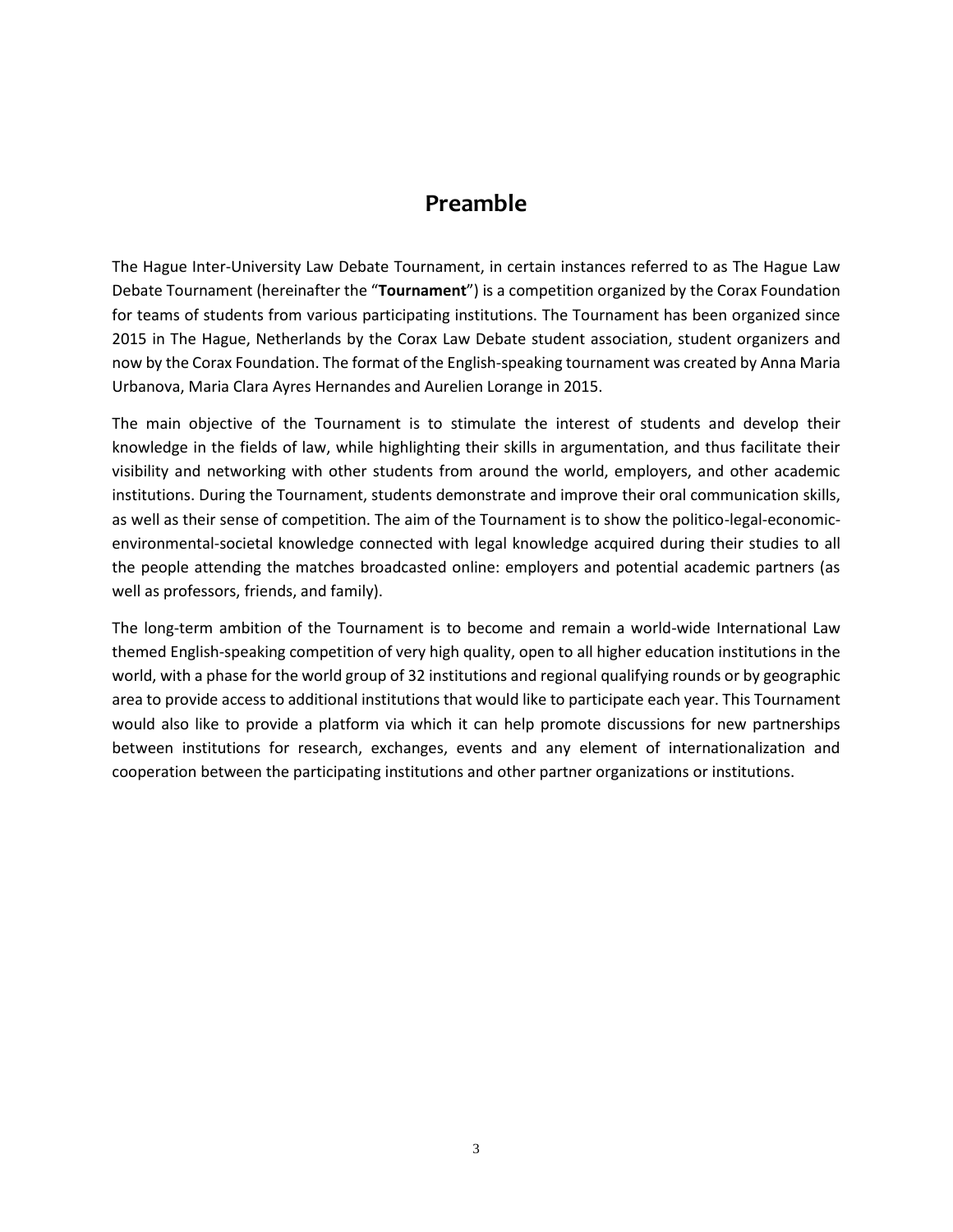# Preamble

The Hague Inter-University Law Debate Tournament, in certain instances referred to as The Hague Law Debate Tournament (hereinafter the "**Tournament**") is a competition organized by the Corax Foundation for teams of students from various participating institutions. The Tournament has been organized since 2015 in The Hague, Netherlands by the Corax Law Debate student association, student organizers and now by the Corax Foundation. The format of the English-speaking tournament was created by Anna Maria Urbanova, Maria Clara Ayres Hernandes and Aurelien Lorange in 2015.

The main objective of the Tournament is to stimulate the interest of students and develop their knowledge in the fields of law, while highlighting their skills in argumentation, and thus facilitate their visibility and networking with other students from around the world, employers, and other academic institutions. During the Tournament, students demonstrate and improve their oral communication skills, as well as their sense of competition. The aim of the Tournament is to show the politico-legal-economic-environmental-societal knowledge connected with legal knowledge acquired during their studies to all the people attending the matches broadcasted online: employers and potential academic partners (as well as professors, friends, and family).

The long-term ambition of the Tournament is to become and remain a world-wide International Law themed English-speaking competition of very high quality, open to all higher education institutions in the world, with a phase for the world group of 32 institutions and regional qualifying rounds or by geographic area to provide access to additional institutions that would like to participate each year. This Tournament would also like to provide a platform via which it can help promote discussions for new partnerships between institutions for research, exchanges, events and any element of internationalization and cooperation between the participating institutions and other partner organizations or institutions.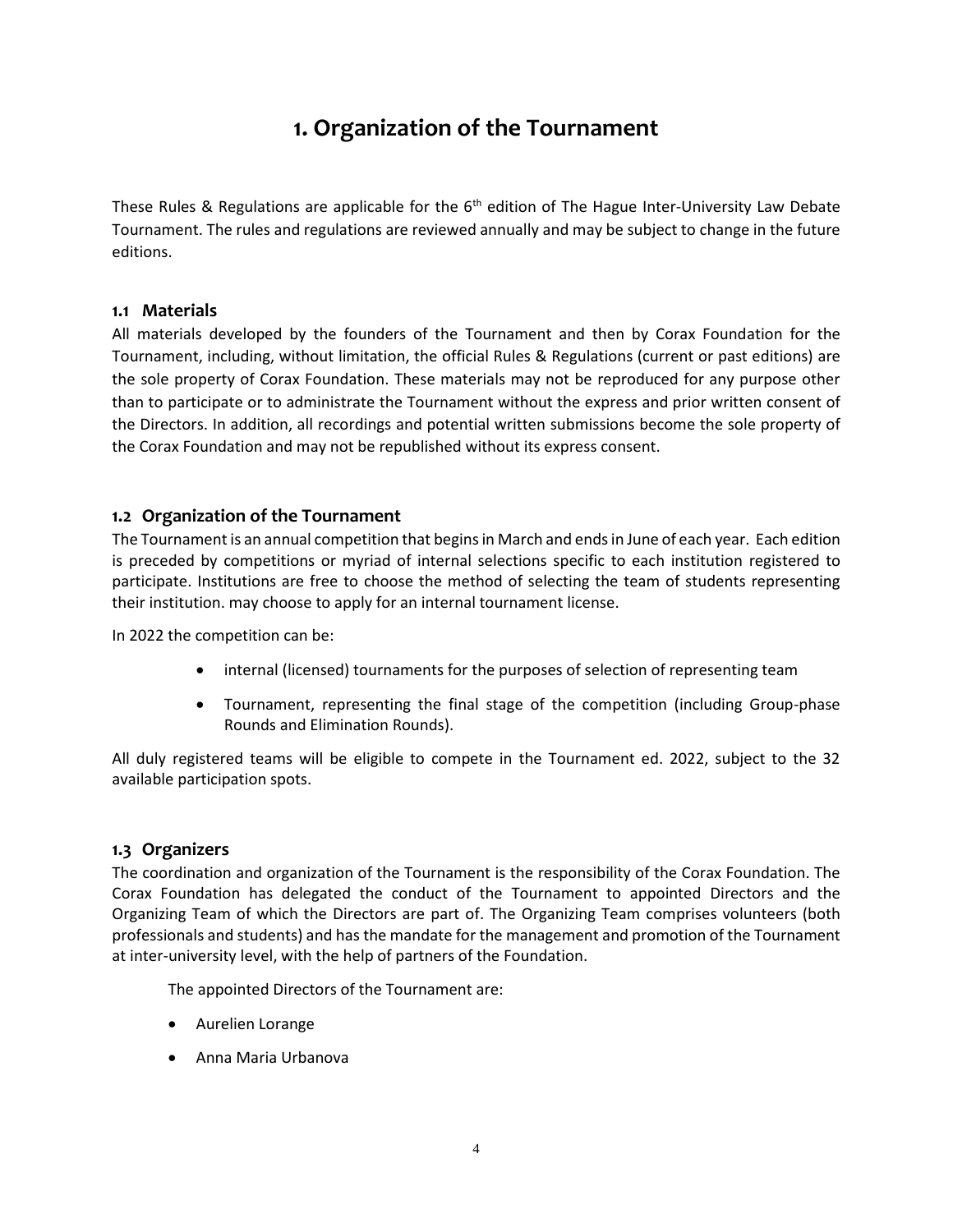# 1. Organization of the Tournament

These Rules & Regulations are applicable for the 6th edition of The Hague Inter-University Law Debate Tournament. The rules and regulations are reviewed annually and may be subject to change in the future editions.

### 1.1 Materials

All materials developed by the founders of the Tournament and then by Corax Foundation for the Tournament, including, without limitation, the official Rules & Regulations (current or past editions) are the sole property of Corax Foundation. These materials may not be reproduced for any purpose other than to participate or to administrate the Tournament without the express and prior written consent of the Directors. In addition, all recordings and potential written submissions become the sole property of the Corax Foundation and may not be republished without its express consent.

### 1.2 Organization of the Tournament

The Tournament is an annual competition that begins in March and ends in June of each year. Each edition is preceded by competitions or myriad of internal selections specific to each institution registered to participate. Institutions are free to choose the method of selecting the team of students representing their institution. may choose to apply for an internal tournament license.

In 2022 the competition can be:

- internal (licensed) tournaments for the purposes of selection of representing team
- Tournament, representing the final stage of the competition (including Group-phase Rounds and Elimination Rounds).

All duly registered teams will be eligible to compete in the Tournament ed. 2022, subject to the 32 available participation spots.

### 1.3 Organizers

The coordination and organization of the Tournament is the responsibility of the Corax Foundation. The Corax Foundation has delegated the conduct of the Tournament to appointed Directors and the Organizing Team of which the Directors are part of. The Organizing Team comprises volunteers (both professionals and students) and has the mandate for the management and promotion of the Tournament at inter-university level, with the help of partners of the Foundation.

The appointed Directors of the Tournament are:

- Aurelien Lorange
- Anna Maria Urbanova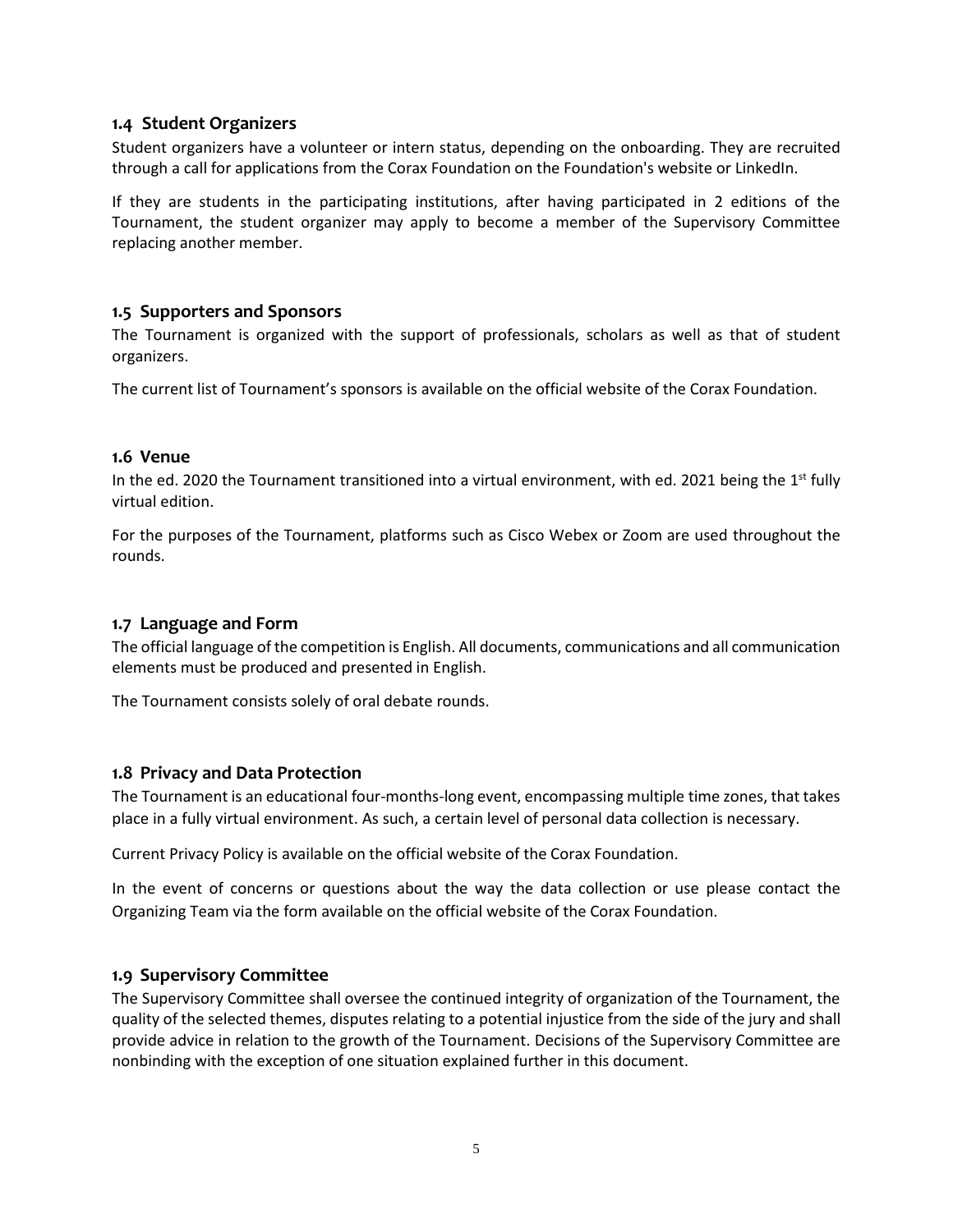### 1.4 Student Organizers

Student organizers have a volunteer or intern status, depending on the onboarding. They are recruited through a call for applications from the Corax Foundation on the Foundation's website or LinkedIn.

If they are students in the participating institutions, after having participated in 2 editions of the Tournament, the student organizer may apply to become a member of the Supervisory Committee replacing another member.

### 1.5 Supporters and Sponsors

The Tournament is organized with the support of professionals, scholars as well as that of student organizers.

The current list of Tournament's sponsors is available on the official website of the Corax Foundation.

### 1.6 Venue

In the ed. 2020 the Tournament transitioned into a virtual environment, with ed. 2021 being the 1st fully virtual edition.

For the purposes of the Tournament, platforms such as Cisco Webex or Zoom are used throughout the rounds.

### 1.7 Language and Form

The official language of the competition is English. All documents, communications and all communication elements must be produced and presented in English.

The Tournament consists solely of oral debate rounds.

### 1.8 Privacy and Data Protection

The Tournament is an educational four-months-long event, encompassing multiple time zones, that takes place in a fully virtual environment. As such, a certain level of personal data collection is necessary.

Current Privacy Policy is available on the official website of the Corax Foundation.

In the event of concerns or questions about the way the data collection or use please contact the Organizing Team via the form available on the official website of the Corax Foundation.

### 1.9 Supervisory Committee

The Supervisory Committee shall oversee the continued integrity of organization of the Tournament, the quality of the selected themes, disputes relating to a potential injustice from the side of the jury and shall provide advice in relation to the growth of the Tournament. Decisions of the Supervisory Committee are nonbinding with the exception of one situation explained further in this document.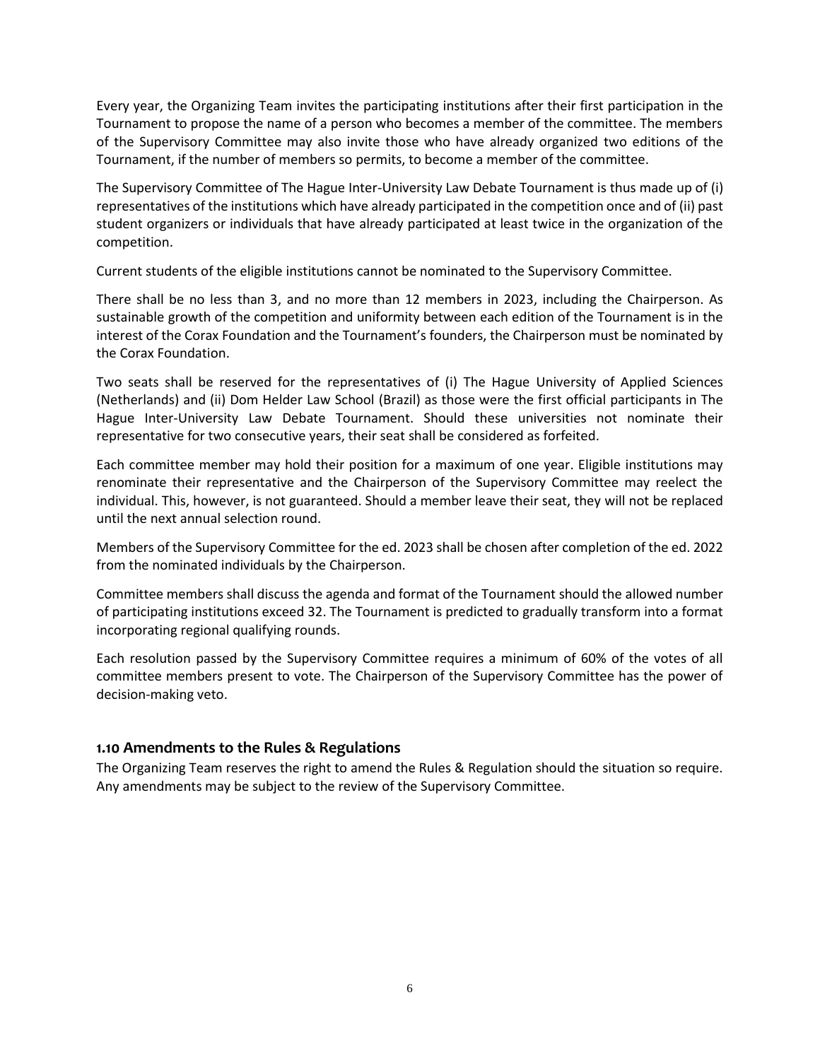Every year, the Organizing Team invites the participating institutions after their first participation in the Tournament to propose the name of a person who becomes a member of the committee. The members of the Supervisory Committee may also invite those who have already organized two editions of the Tournament, if the number of members so permits, to become a member of the committee.

The Supervisory Committee of The Hague Inter-University Law Debate Tournament is thus made up of (i) representatives of the institutions which have already participated in the competition once and of (ii) past student organizers or individuals that have already participated at least twice in the organization of the competition.

Current students of the eligible institutions cannot be nominated to the Supervisory Committee.

There shall be no less than 3, and no more than 12 members in 2023, including the Chairperson. As sustainable growth of the competition and uniformity between each edition of the Tournament is in the interest of the Corax Foundation and the Tournament's founders, the Chairperson must be nominated by the Corax Foundation.

Two seats shall be reserved for the representatives of (i) The Hague University of Applied Sciences (Netherlands) and (ii) Dom Helder Law School (Brazil) as those were the first official participants in The Hague Inter-University Law Debate Tournament. Should these universities not nominate their representative for two consecutive years, their seat shall be considered as forfeited.

Each committee member may hold their position for a maximum of one year. Eligible institutions may renominate their representative and the Chairperson of the Supervisory Committee may reelect the individual. This, however, is not guaranteed. Should a member leave their seat, they will not be replaced until the next annual selection round.

Members of the Supervisory Committee for the ed. 2023 shall be chosen after completion of the ed. 2022 from the nominated individuals by the Chairperson.

Committee members shall discuss the agenda and format of the Tournament should the allowed number of participating institutions exceed 32. The Tournament is predicted to gradually transform into a format incorporating regional qualifying rounds.

Each resolution passed by the Supervisory Committee requires a minimum of 60% of the votes of all committee members present to vote. The Chairperson of the Supervisory Committee has the power of decision-making veto.

### 1.10 Amendments to the Rules & Regulations

The Organizing Team reserves the right to amend the Rules & Regulation should the situation so require. Any amendments may be subject to the review of the Supervisory Committee.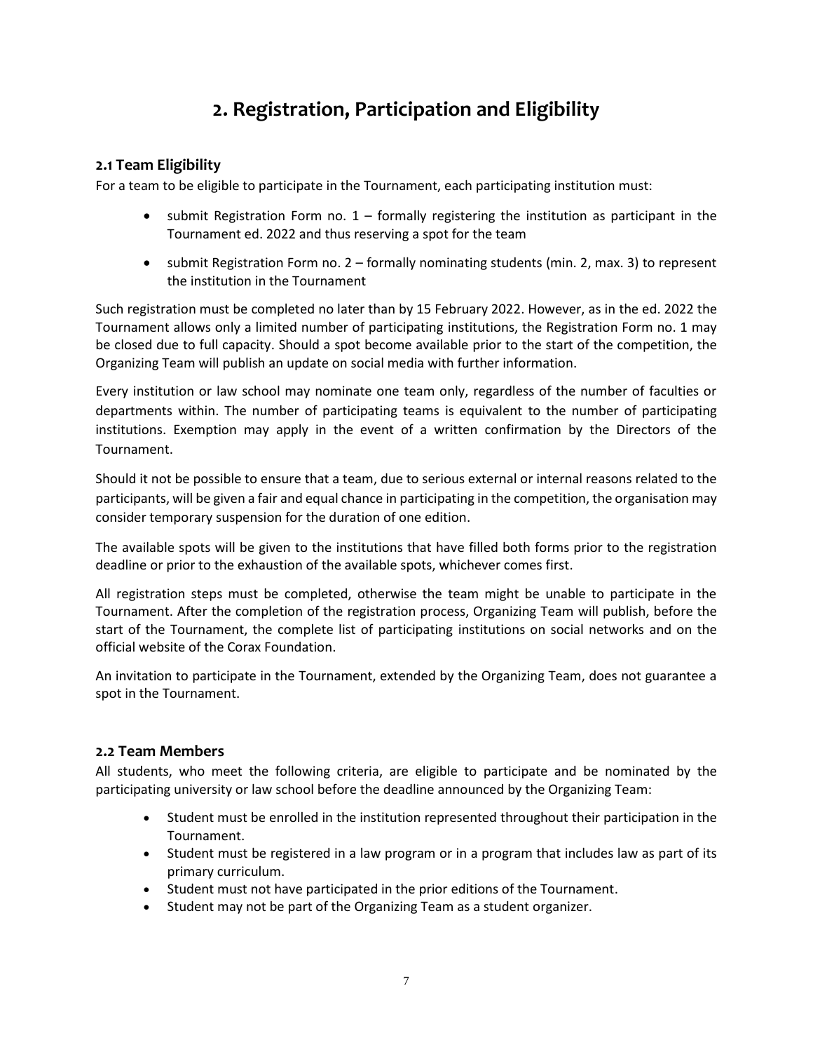# 2. Registration, Participation and Eligibility

## 2.1 Team Eligibility

For a team to be eligible to participate in the Tournament, each participating institution must:

- submit Registration Form no. 1 – formally registering the institution as participant in the Tournament ed. 2022 and thus reserving a spot for the team
- submit Registration Form no. 2 – formally nominating students (min. 2, max. 3) to represent the institution in the Tournament

Such registration must be completed no later than by 15 February 2022. However, as in the ed. 2022 the Tournament allows only a limited number of participating institutions, the Registration Form no. 1 may be closed due to full capacity. Should a spot become available prior to the start of the competition, the Organizing Team will publish an update on social media with further information.

Every institution or law school may nominate one team only, regardless of the number of faculties or departments within. The number of participating teams is equivalent to the number of participating institutions. Exemption may apply in the event of a written confirmation by the Directors of the Tournament.

Should it not be possible to ensure that a team, due to serious external or internal reasons related to the participants, will be given a fair and equal chance in participating in the competition, the organisation may consider temporary suspension for the duration of one edition.

The available spots will be given to the institutions that have filled both forms prior to the registration deadline or prior to the exhaustion of the available spots, whichever comes first.

All registration steps must be completed, otherwise the team might be unable to participate in the Tournament. After the completion of the registration process, Organizing Team will publish, before the start of the Tournament, the complete list of participating institutions on social networks and on the official website of the Corax Foundation.

An invitation to participate in the Tournament, extended by the Organizing Team, does not guarantee a spot in the Tournament.

## 2.2 Team Members

All students, who meet the following criteria, are eligible to participate and be nominated by the participating university or law school before the deadline announced by the Organizing Team:

- Student must be enrolled in the institution represented throughout their participation in the Tournament.
- Student must be registered in a law program or in a program that includes law as part of its primary curriculum.
- Student must not have participated in the prior editions of the Tournament.
- Student may not be part of the Organizing Team as a student organizer.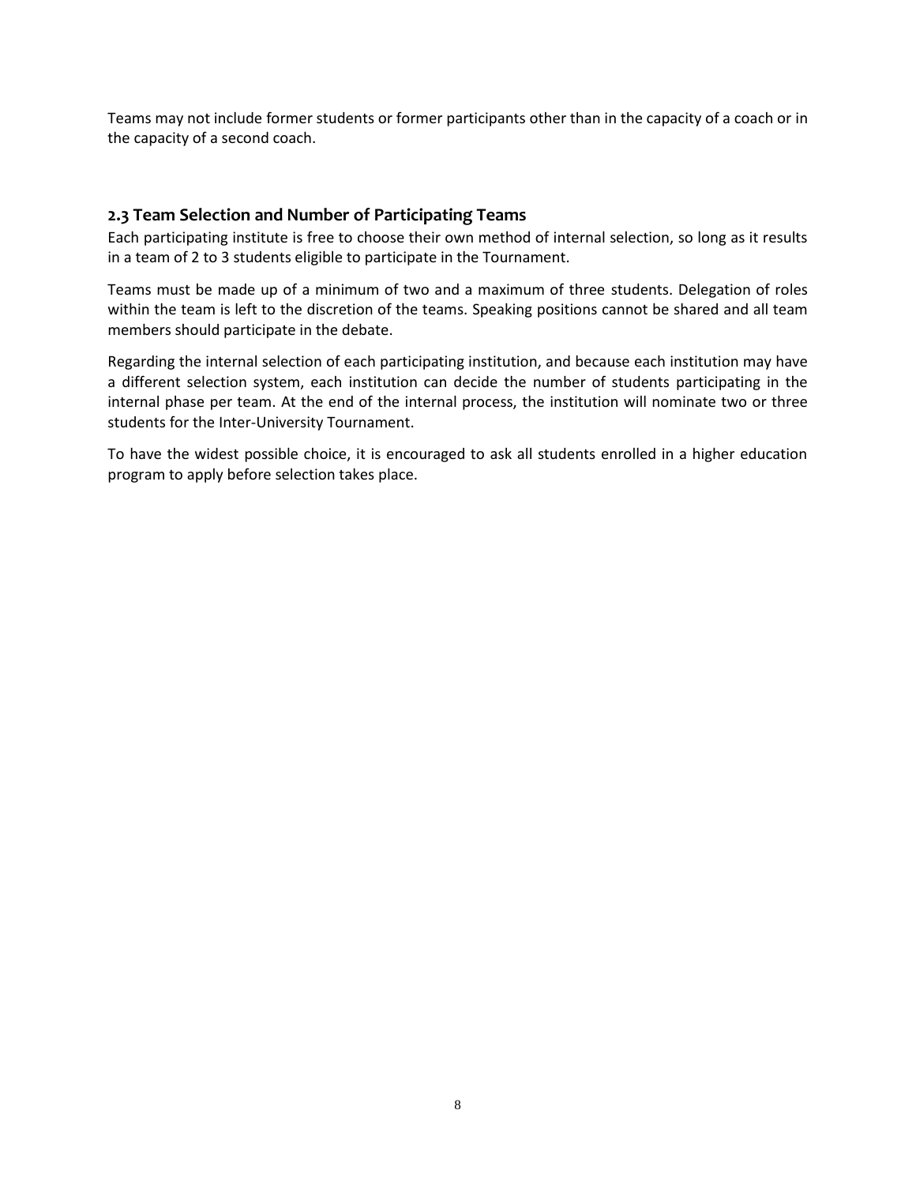Teams may not include former students or former participants other than in the capacity of a coach or in the capacity of a second coach.

### 2.3 Team Selection and Number of Participating Teams

Each participating institute is free to choose their own method of internal selection, so long as it results in a team of 2 to 3 students eligible to participate in the Tournament.

Teams must be made up of a minimum of two and a maximum of three students. Delegation of roles within the team is left to the discretion of the teams. Speaking positions cannot be shared and all team members should participate in the debate.

Regarding the internal selection of each participating institution, and because each institution may have a different selection system, each institution can decide the number of students participating in the internal phase per team. At the end of the internal process, the institution will nominate two or three students for the Inter-University Tournament.

To have the widest possible choice, it is encouraged to ask all students enrolled in a higher education program to apply before selection takes place.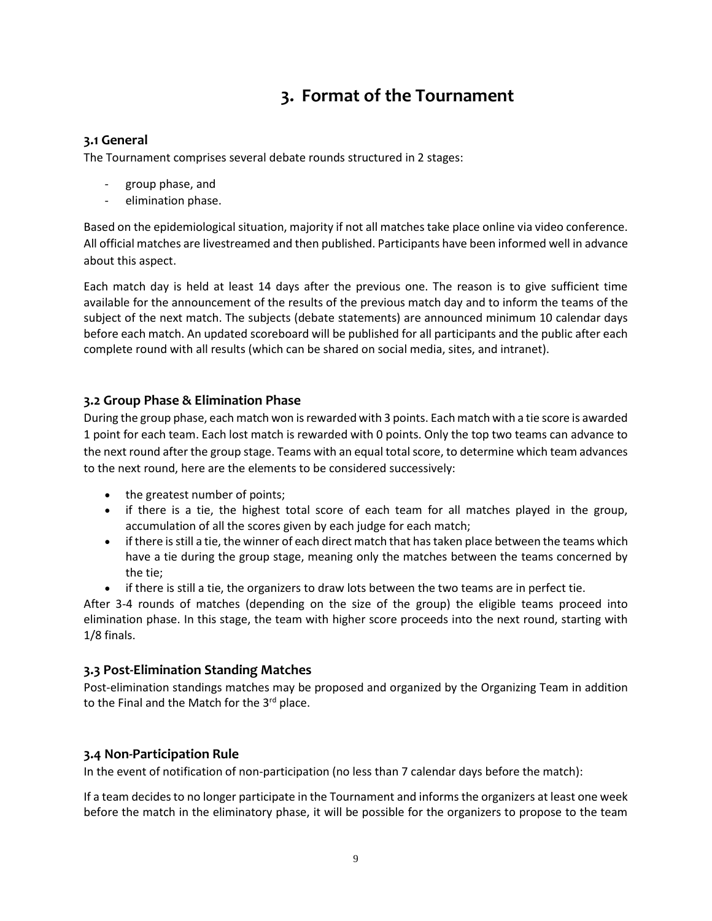# 3. Format of the Tournament

## 3.1 General

The Tournament comprises several debate rounds structured in 2 stages:

- group phase, and
- elimination phase.

Based on the epidemiological situation, majority if not all matches take place online via video conference. All official matches are livestreamed and then published. Participants have been informed well in advance about this aspect.

Each match day is held at least 14 days after the previous one. The reason is to give sufficient time available for the announcement of the results of the previous match day and to inform the teams of the subject of the next match. The subjects (debate statements) are announced minimum 10 calendar days before each match. An updated scoreboard will be published for all participants and the public after each complete round with all results (which can be shared on social media, sites, and intranet).

## 3.2 Group Phase & Elimination Phase

During the group phase, each match won is rewarded with 3 points. Each match with a tie score is awarded 1 point for each team. Each lost match is rewarded with 0 points. Only the top two teams can advance to the next round after the group stage. Teams with an equal total score, to determine which team advances to the next round, here are the elements to be considered successively:

- the greatest number of points;
- if there is a tie, the highest total score of each team for all matches played in the group, accumulation of all the scores given by each judge for each match;
- if there is still a tie, the winner of each direct match that has taken place between the teams which have a tie during the group stage, meaning only the matches between the teams concerned by the tie;
- if there is still a tie, the organizers to draw lots between the two teams are in perfect tie.

After 3-4 rounds of matches (depending on the size of the group) the eligible teams proceed into elimination phase. In this stage, the team with higher score proceeds into the next round, starting with 1/8 finals.

## 3.3 Post-Elimination Standing Matches

Post-elimination standings matches may be proposed and organized by the Organizing Team in addition to the Final and the Match for the 3rd place.

## 3.4 Non-Participation Rule

In the event of notification of non-participation (no less than 7 calendar days before the match):

If a team decides to no longer participate in the Tournament and informs the organizers at least one week before the match in the eliminatory phase, it will be possible for the organizers to propose to the team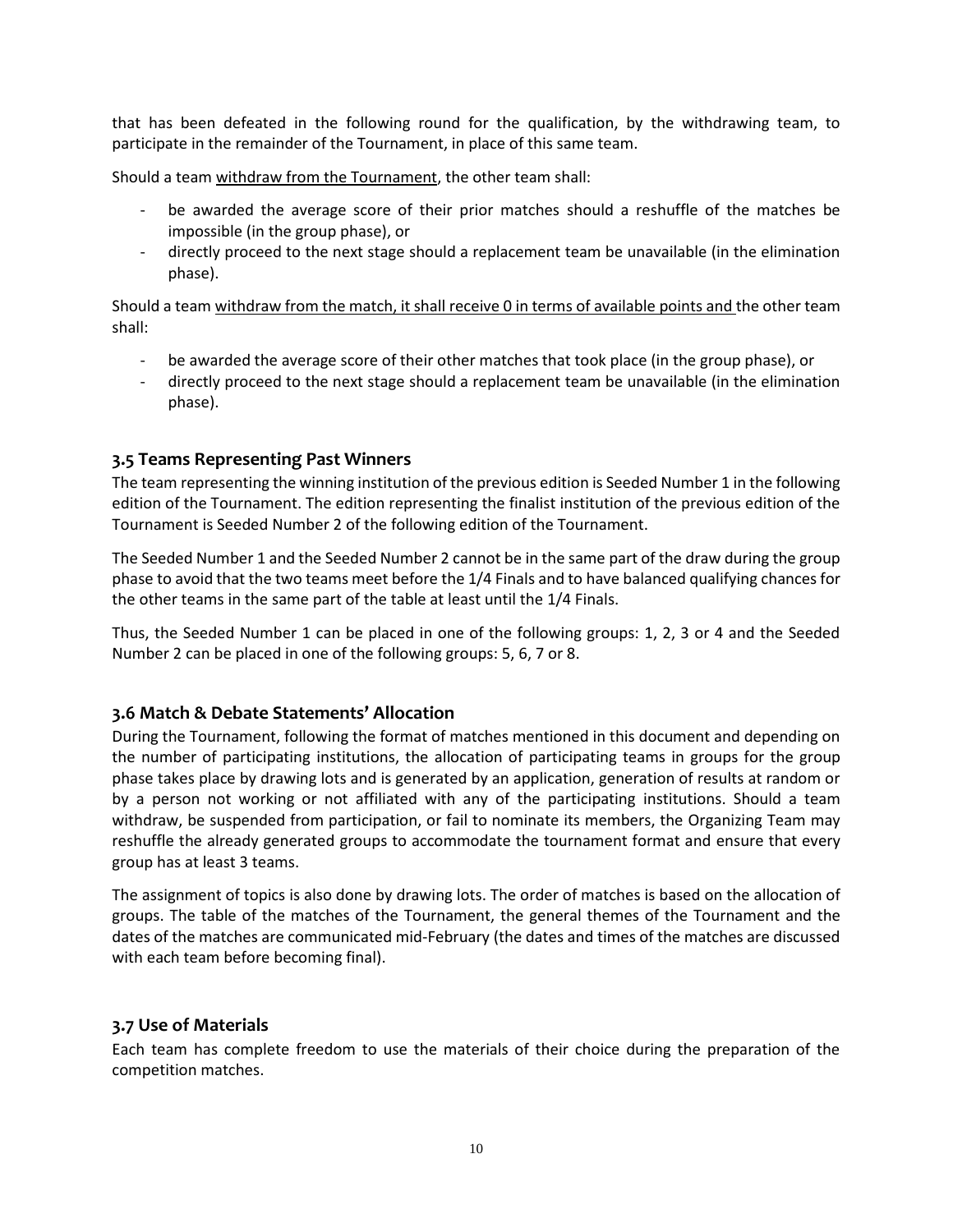that has been defeated in the following round for the qualification, by the withdrawing team, to participate in the remainder of the Tournament, in place of this same team.

Should a team withdraw from the Tournament, the other team shall:

- be awarded the average score of their prior matches should a reshuffle of the matches be impossible (in the group phase), or
- directly proceed to the next stage should a replacement team be unavailable (in the elimination phase).

Should a team withdraw from the match, it shall receive 0 in terms of available points and the other team shall:

- be awarded the average score of their other matches that took place (in the group phase), or
- directly proceed to the next stage should a replacement team be unavailable (in the elimination phase).

### 3.5 Teams Representing Past Winners

The team representing the winning institution of the previous edition is Seeded Number 1 in the following edition of the Tournament. The edition representing the finalist institution of the previous edition of the Tournament is Seeded Number 2 of the following edition of the Tournament.

The Seeded Number 1 and the Seeded Number 2 cannot be in the same part of the draw during the group phase to avoid that the two teams meet before the 1/4 Finals and to have balanced qualifying chances for the other teams in the same part of the table at least until the 1/4 Finals.

Thus, the Seeded Number 1 can be placed in one of the following groups: 1, 2, 3 or 4 and the Seeded Number 2 can be placed in one of the following groups: 5, 6, 7 or 8.

### 3.6 Match & Debate Statements' Allocation

During the Tournament, following the format of matches mentioned in this document and depending on the number of participating institutions, the allocation of participating teams in groups for the group phase takes place by drawing lots and is generated by an application, generation of results at random or by a person not working or not affiliated with any of the participating institutions. Should a team withdraw, be suspended from participation, or fail to nominate its members, the Organizing Team may reshuffle the already generated groups to accommodate the tournament format and ensure that every group has at least 3 teams.

The assignment of topics is also done by drawing lots. The order of matches is based on the allocation of groups. The table of the matches of the Tournament, the general themes of the Tournament and the dates of the matches are communicated mid-February (the dates and times of the matches are discussed with each team before becoming final).

### 3.7 Use of Materials

Each team has complete freedom to use the materials of their choice during the preparation of the competition matches.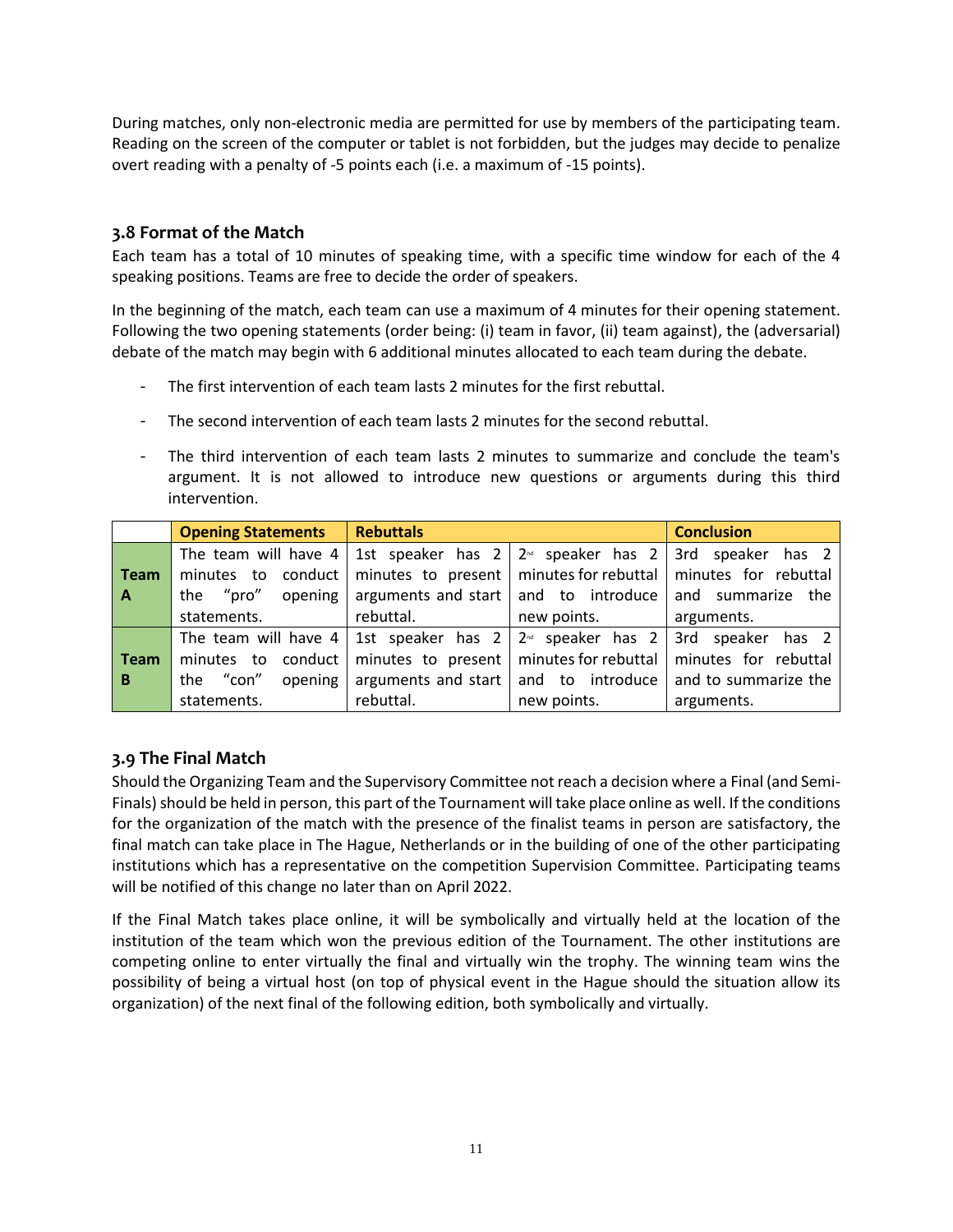During matches, only non-electronic media are permitted for use by members of the participating team. Reading on the screen of the computer or tablet is not forbidden, but the judges may decide to penalize overt reading with a penalty of -5 points each (i.e. a maximum of -15 points).

### 3.8 Format of the Match

Each team has a total of 10 minutes of speaking time, with a specific time window for each of the 4 speaking positions. Teams are free to decide the order of speakers.

In the beginning of the match, each team can use a maximum of 4 minutes for their opening statement. Following the two opening statements (order being: (i) team in favor, (ii) team against), the (adversarial) debate of the match may begin with 6 additional minutes allocated to each team during the debate.

- The first intervention of each team lasts 2 minutes for the first rebuttal.
- The second intervention of each team lasts 2 minutes for the second rebuttal.
- The third intervention of each team lasts 2 minutes to summarize and conclude the team's argument. It is not allowed to introduce new questions or arguments during this third intervention.

| | Opening Statements | Rebuttals | | Conclusion |
|---|---|---|---|---|
| **Team A** | The team will have 4 minutes to conduct the "pro" opening statements. | 1st speaker has 2 minutes to present arguments and start rebuttal. | 2nd speaker has 2 minutes for rebuttal and to introduce new points. | 3rd speaker has 2 minutes for rebuttal and summarize the arguments. |
| **Team B** | The team will have 4 minutes to conduct the "con" opening statements. | 1st speaker has 2 minutes to present arguments and start rebuttal. | 2nd speaker has 2 minutes for rebuttal and to introduce new points. | 3rd speaker has 2 minutes for rebuttal and to summarize the arguments. |

### 3.9 The Final Match

Should the Organizing Team and the Supervisory Committee not reach a decision where a Final (and Semi-Finals) should be held in person, this part of the Tournament will take place online as well. If the conditions for the organization of the match with the presence of the finalist teams in person are satisfactory, the final match can take place in The Hague, Netherlands or in the building of one of the other participating institutions which has a representative on the competition Supervision Committee. Participating teams will be notified of this change no later than on April 2022.

If the Final Match takes place online, it will be symbolically and virtually held at the location of the institution of the team which won the previous edition of the Tournament. The other institutions are competing online to enter virtually the final and virtually win the trophy. The winning team wins the possibility of being a virtual host (on top of physical event in the Hague should the situation allow its organization) of the next final of the following edition, both symbolically and virtually.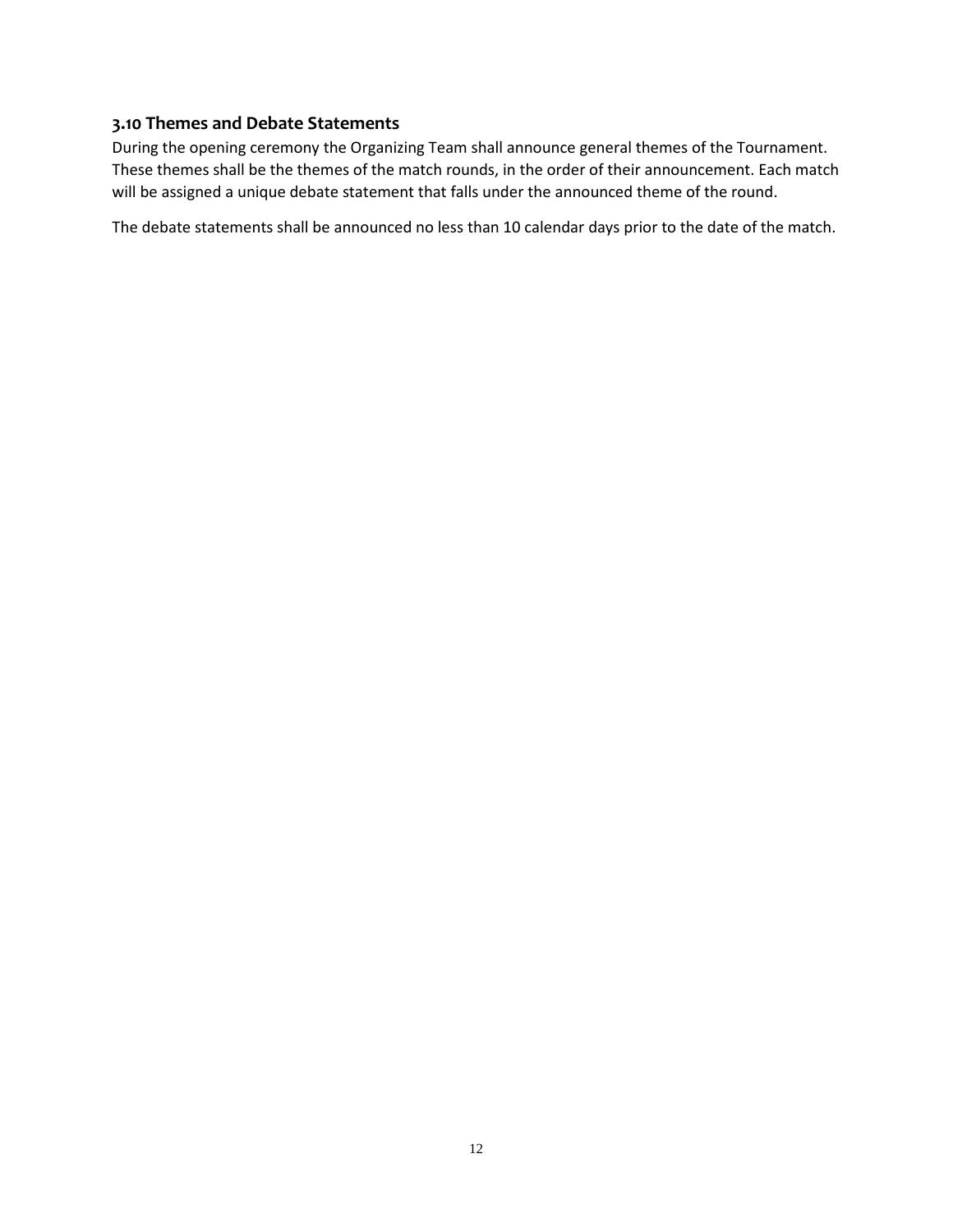### 3.10 Themes and Debate Statements

During the opening ceremony the Organizing Team shall announce general themes of the Tournament. These themes shall be the themes of the match rounds, in the order of their announcement. Each match will be assigned a unique debate statement that falls under the announced theme of the round.

The debate statements shall be announced no less than 10 calendar days prior to the date of the match.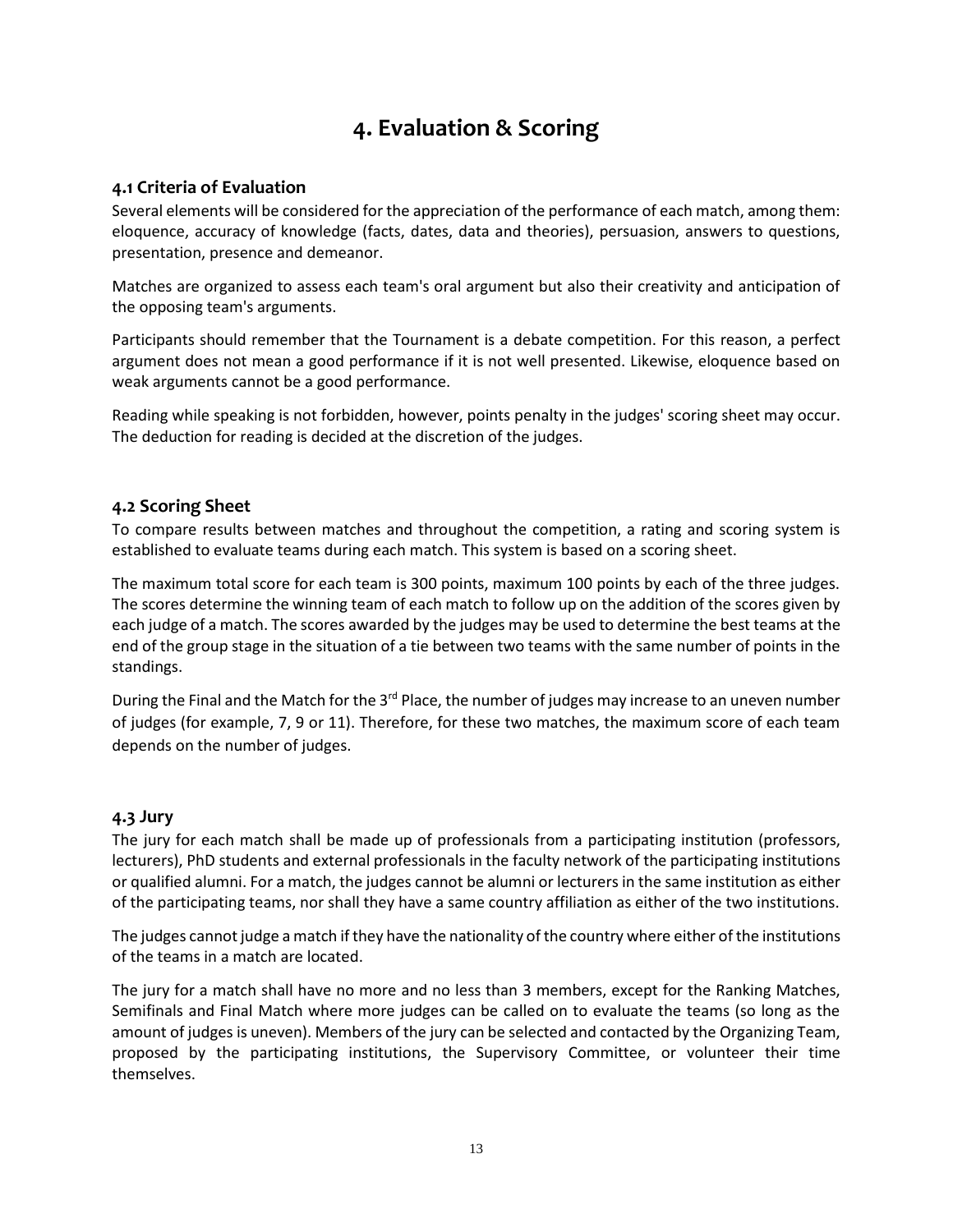# 4. Evaluation & Scoring

## 4.1 Criteria of Evaluation

Several elements will be considered for the appreciation of the performance of each match, among them: eloquence, accuracy of knowledge (facts, dates, data and theories), persuasion, answers to questions, presentation, presence and demeanor.

Matches are organized to assess each team's oral argument but also their creativity and anticipation of the opposing team's arguments.

Participants should remember that the Tournament is a debate competition. For this reason, a perfect argument does not mean a good performance if it is not well presented. Likewise, eloquence based on weak arguments cannot be a good performance.

Reading while speaking is not forbidden, however, points penalty in the judges' scoring sheet may occur. The deduction for reading is decided at the discretion of the judges.

## 4.2 Scoring Sheet

To compare results between matches and throughout the competition, a rating and scoring system is established to evaluate teams during each match. This system is based on a scoring sheet.

The maximum total score for each team is 300 points, maximum 100 points by each of the three judges. The scores determine the winning team of each match to follow up on the addition of the scores given by each judge of a match. The scores awarded by the judges may be used to determine the best teams at the end of the group stage in the situation of a tie between two teams with the same number of points in the standings.

During the Final and the Match for the 3rd Place, the number of judges may increase to an uneven number of judges (for example, 7, 9 or 11). Therefore, for these two matches, the maximum score of each team depends on the number of judges.

## 4.3 Jury

The jury for each match shall be made up of professionals from a participating institution (professors, lecturers), PhD students and external professionals in the faculty network of the participating institutions or qualified alumni. For a match, the judges cannot be alumni or lecturers in the same institution as either of the participating teams, nor shall they have a same country affiliation as either of the two institutions.

The judges cannot judge a match if they have the nationality of the country where either of the institutions of the teams in a match are located.

The jury for a match shall have no more and no less than 3 members, except for the Ranking Matches, Semifinals and Final Match where more judges can be called on to evaluate the teams (so long as the amount of judges is uneven). Members of the jury can be selected and contacted by the Organizing Team, proposed by the participating institutions, the Supervisory Committee, or volunteer their time themselves.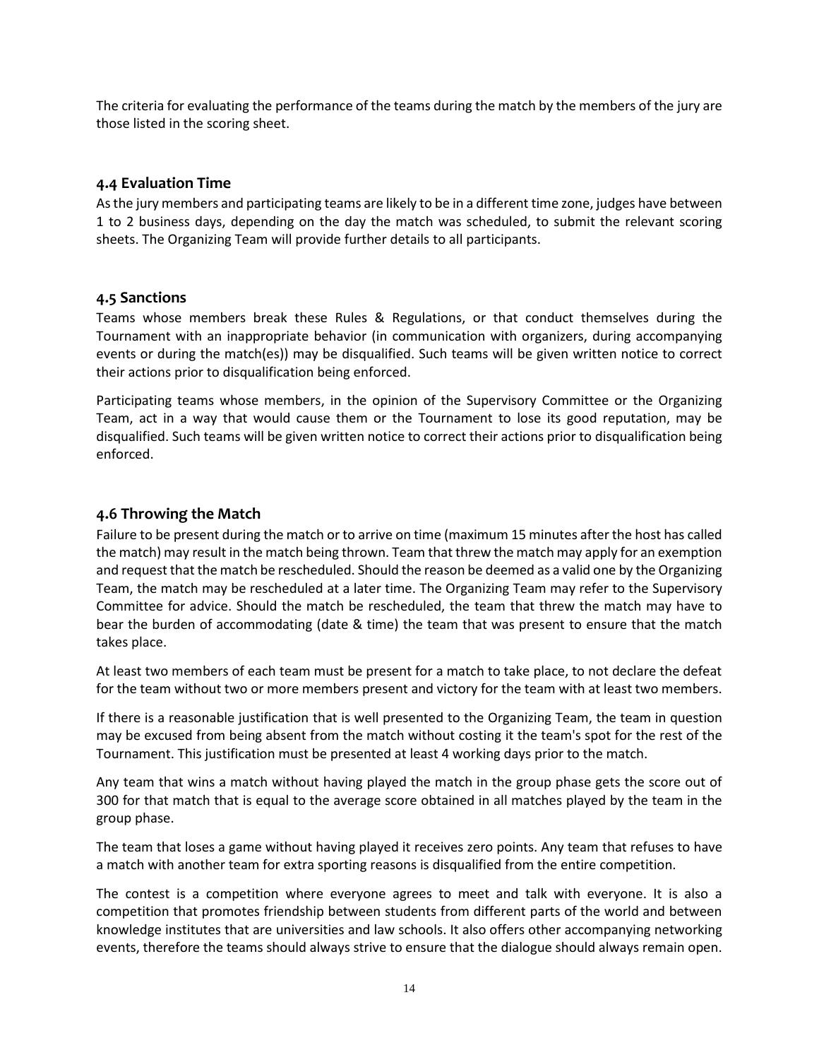The criteria for evaluating the performance of the teams during the match by the members of the jury are those listed in the scoring sheet.

### 4.4 Evaluation Time

As the jury members and participating teams are likely to be in a different time zone, judges have between 1 to 2 business days, depending on the day the match was scheduled, to submit the relevant scoring sheets. The Organizing Team will provide further details to all participants.

### 4.5 Sanctions

Teams whose members break these Rules & Regulations, or that conduct themselves during the Tournament with an inappropriate behavior (in communication with organizers, during accompanying events or during the match(es)) may be disqualified. Such teams will be given written notice to correct their actions prior to disqualification being enforced.

Participating teams whose members, in the opinion of the Supervisory Committee or the Organizing Team, act in a way that would cause them or the Tournament to lose its good reputation, may be disqualified. Such teams will be given written notice to correct their actions prior to disqualification being enforced.

### 4.6 Throwing the Match

Failure to be present during the match or to arrive on time (maximum 15 minutes after the host has called the match) may result in the match being thrown. Team that threw the match may apply for an exemption and request that the match be rescheduled. Should the reason be deemed as a valid one by the Organizing Team, the match may be rescheduled at a later time. The Organizing Team may refer to the Supervisory Committee for advice. Should the match be rescheduled, the team that threw the match may have to bear the burden of accommodating (date & time) the team that was present to ensure that the match takes place.

At least two members of each team must be present for a match to take place, to not declare the defeat for the team without two or more members present and victory for the team with at least two members.

If there is a reasonable justification that is well presented to the Organizing Team, the team in question may be excused from being absent from the match without costing it the team's spot for the rest of the Tournament. This justification must be presented at least 4 working days prior to the match.

Any team that wins a match without having played the match in the group phase gets the score out of 300 for that match that is equal to the average score obtained in all matches played by the team in the group phase.

The team that loses a game without having played it receives zero points. Any team that refuses to have a match with another team for extra sporting reasons is disqualified from the entire competition.

The contest is a competition where everyone agrees to meet and talk with everyone. It is also a competition that promotes friendship between students from different parts of the world and between knowledge institutes that are universities and law schools. It also offers other accompanying networking events, therefore the teams should always strive to ensure that the dialogue should always remain open.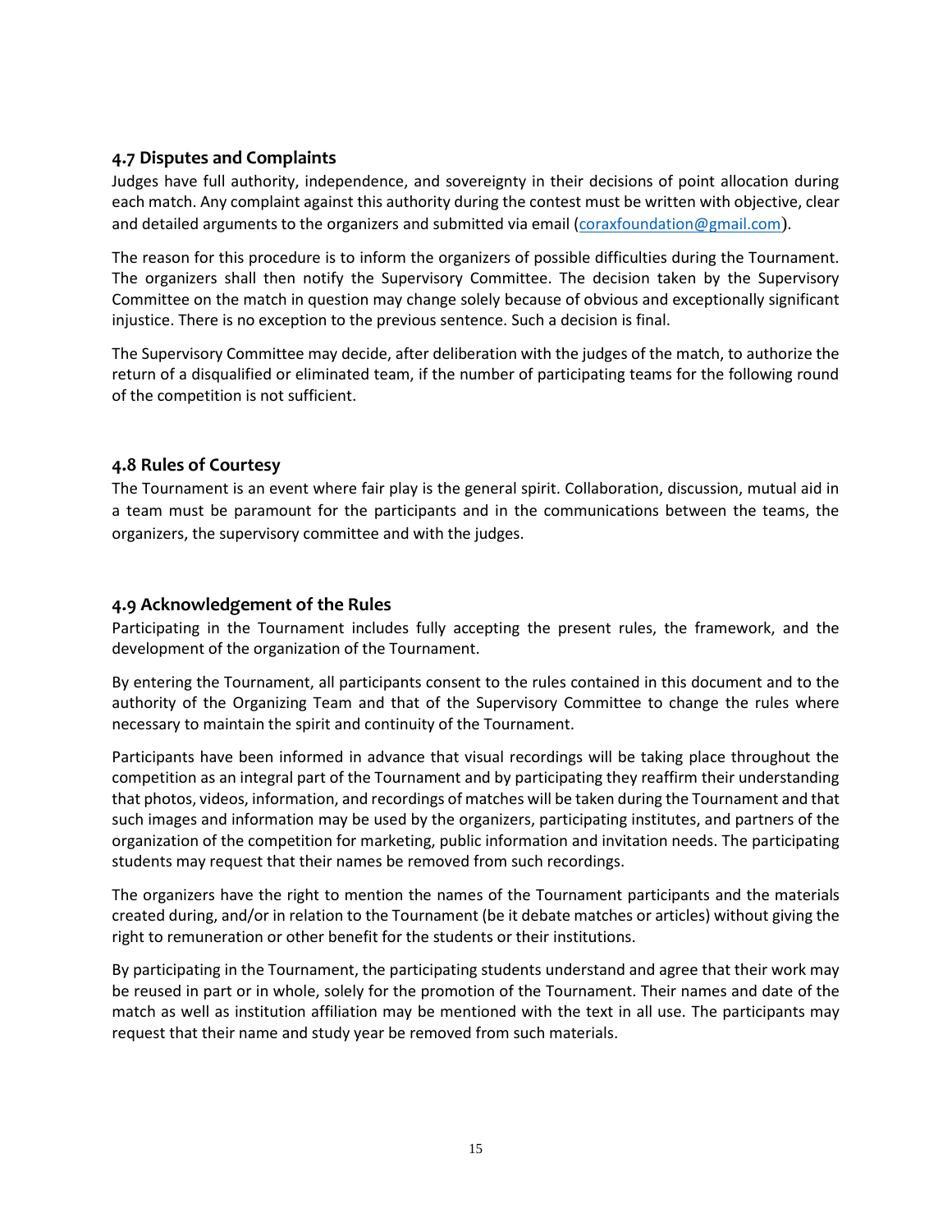### 4.7 Disputes and Complaints

Judges have full authority, independence, and sovereignty in their decisions of point allocation during each match. Any complaint against this authority during the contest must be written with objective, clear and detailed arguments to the organizers and submitted via email (coraxfoundation@gmail.com).

The reason for this procedure is to inform the organizers of possible difficulties during the Tournament. The organizers shall then notify the Supervisory Committee. The decision taken by the Supervisory Committee on the match in question may change solely because of obvious and exceptionally significant injustice. There is no exception to the previous sentence. Such a decision is final.

The Supervisory Committee may decide, after deliberation with the judges of the match, to authorize the return of a disqualified or eliminated team, if the number of participating teams for the following round of the competition is not sufficient.

### 4.8 Rules of Courtesy

The Tournament is an event where fair play is the general spirit. Collaboration, discussion, mutual aid in a team must be paramount for the participants and in the communications between the teams, the organizers, the supervisory committee and with the judges.

### 4.9 Acknowledgement of the Rules

Participating in the Tournament includes fully accepting the present rules, the framework, and the development of the organization of the Tournament.

By entering the Tournament, all participants consent to the rules contained in this document and to the authority of the Organizing Team and that of the Supervisory Committee to change the rules where necessary to maintain the spirit and continuity of the Tournament.

Participants have been informed in advance that visual recordings will be taking place throughout the competition as an integral part of the Tournament and by participating they reaffirm their understanding that photos, videos, information, and recordings of matches will be taken during the Tournament and that such images and information may be used by the organizers, participating institutes, and partners of the organization of the competition for marketing, public information and invitation needs. The participating students may request that their names be removed from such recordings.

The organizers have the right to mention the names of the Tournament participants and the materials created during, and/or in relation to the Tournament (be it debate matches or articles) without giving the right to remuneration or other benefit for the students or their institutions.

By participating in the Tournament, the participating students understand and agree that their work may be reused in part or in whole, solely for the promotion of the Tournament. Their names and date of the match as well as institution affiliation may be mentioned with the text in all use. The participants may request that their name and study year be removed from such materials.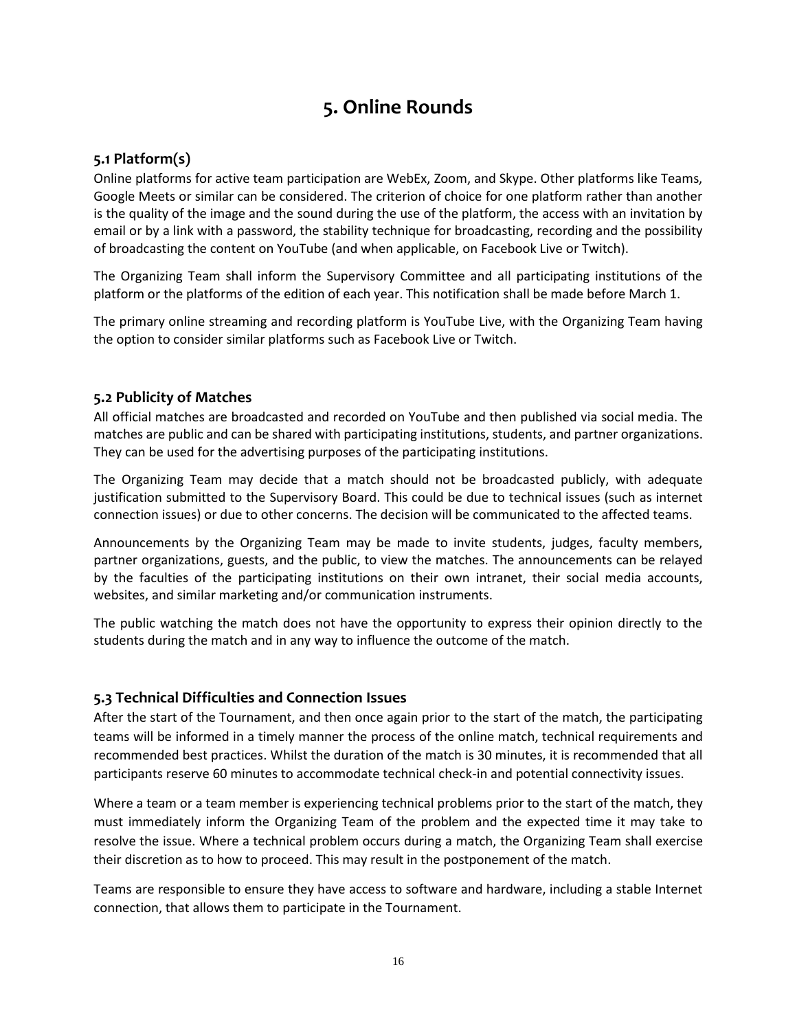# 5. Online Rounds

## 5.1 Platform(s)

Online platforms for active team participation are WebEx, Zoom, and Skype. Other platforms like Teams, Google Meets or similar can be considered. The criterion of choice for one platform rather than another is the quality of the image and the sound during the use of the platform, the access with an invitation by email or by a link with a password, the stability technique for broadcasting, recording and the possibility of broadcasting the content on YouTube (and when applicable, on Facebook Live or Twitch).

The Organizing Team shall inform the Supervisory Committee and all participating institutions of the platform or the platforms of the edition of each year. This notification shall be made before March 1.

The primary online streaming and recording platform is YouTube Live, with the Organizing Team having the option to consider similar platforms such as Facebook Live or Twitch.

## 5.2 Publicity of Matches

All official matches are broadcasted and recorded on YouTube and then published via social media. The matches are public and can be shared with participating institutions, students, and partner organizations. They can be used for the advertising purposes of the participating institutions.

The Organizing Team may decide that a match should not be broadcasted publicly, with adequate justification submitted to the Supervisory Board. This could be due to technical issues (such as internet connection issues) or due to other concerns. The decision will be communicated to the affected teams.

Announcements by the Organizing Team may be made to invite students, judges, faculty members, partner organizations, guests, and the public, to view the matches. The announcements can be relayed by the faculties of the participating institutions on their own intranet, their social media accounts, websites, and similar marketing and/or communication instruments.

The public watching the match does not have the opportunity to express their opinion directly to the students during the match and in any way to influence the outcome of the match.

## 5.3 Technical Difficulties and Connection Issues

After the start of the Tournament, and then once again prior to the start of the match, the participating teams will be informed in a timely manner the process of the online match, technical requirements and recommended best practices. Whilst the duration of the match is 30 minutes, it is recommended that all participants reserve 60 minutes to accommodate technical check-in and potential connectivity issues.

Where a team or a team member is experiencing technical problems prior to the start of the match, they must immediately inform the Organizing Team of the problem and the expected time it may take to resolve the issue. Where a technical problem occurs during a match, the Organizing Team shall exercise their discretion as to how to proceed. This may result in the postponement of the match.

Teams are responsible to ensure they have access to software and hardware, including a stable Internet connection, that allows them to participate in the Tournament.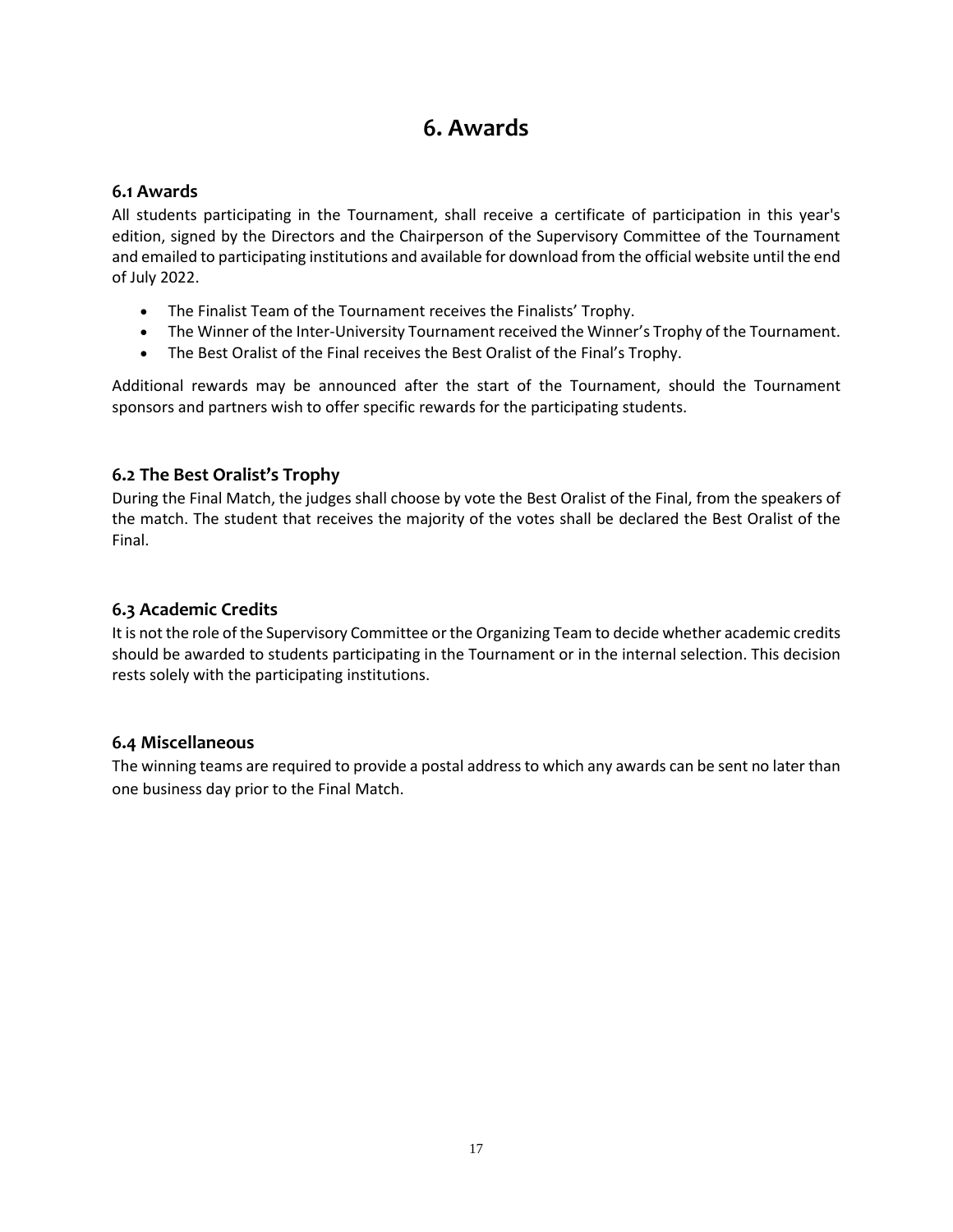# 6. Awards

### 6.1 Awards

All students participating in the Tournament, shall receive a certificate of participation in this year's edition, signed by the Directors and the Chairperson of the Supervisory Committee of the Tournament and emailed to participating institutions and available for download from the official website until the end of July 2022.

- The Finalist Team of the Tournament receives the Finalists' Trophy.
- The Winner of the Inter-University Tournament received the Winner's Trophy of the Tournament.
- The Best Oralist of the Final receives the Best Oralist of the Final's Trophy.

Additional rewards may be announced after the start of the Tournament, should the Tournament sponsors and partners wish to offer specific rewards for the participating students.

### 6.2 The Best Oralist's Trophy

During the Final Match, the judges shall choose by vote the Best Oralist of the Final, from the speakers of the match. The student that receives the majority of the votes shall be declared the Best Oralist of the Final.

### 6.3 Academic Credits

It is not the role of the Supervisory Committee or the Organizing Team to decide whether academic credits should be awarded to students participating in the Tournament or in the internal selection. This decision rests solely with the participating institutions.

### 6.4 Miscellaneous

The winning teams are required to provide a postal address to which any awards can be sent no later than one business day prior to the Final Match.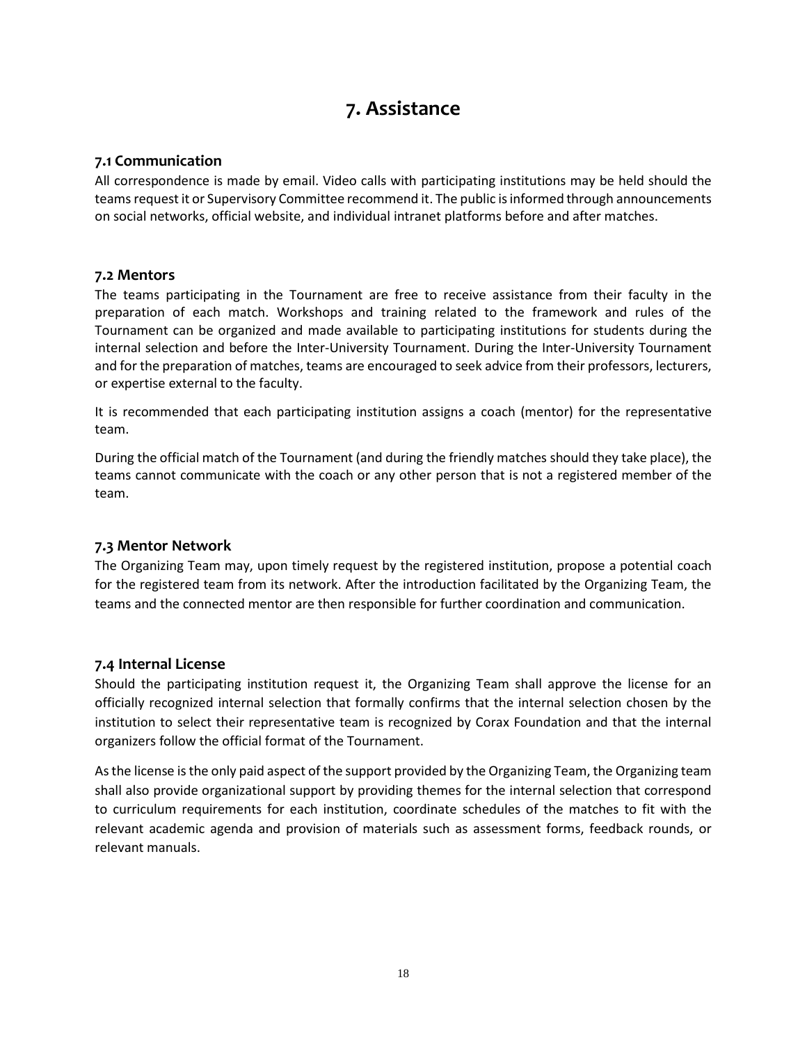# 7. Assistance

### 7.1 Communication

All correspondence is made by email. Video calls with participating institutions may be held should the teams request it or Supervisory Committee recommend it. The public is informed through announcements on social networks, official website, and individual intranet platforms before and after matches.

### 7.2 Mentors

The teams participating in the Tournament are free to receive assistance from their faculty in the preparation of each match. Workshops and training related to the framework and rules of the Tournament can be organized and made available to participating institutions for students during the internal selection and before the Inter-University Tournament. During the Inter-University Tournament and for the preparation of matches, teams are encouraged to seek advice from their professors, lecturers, or expertise external to the faculty.

It is recommended that each participating institution assigns a coach (mentor) for the representative team.

During the official match of the Tournament (and during the friendly matches should they take place), the teams cannot communicate with the coach or any other person that is not a registered member of the team.

### 7.3 Mentor Network

The Organizing Team may, upon timely request by the registered institution, propose a potential coach for the registered team from its network. After the introduction facilitated by the Organizing Team, the teams and the connected mentor are then responsible for further coordination and communication.

### 7.4 Internal License

Should the participating institution request it, the Organizing Team shall approve the license for an officially recognized internal selection that formally confirms that the internal selection chosen by the institution to select their representative team is recognized by Corax Foundation and that the internal organizers follow the official format of the Tournament.

As the license is the only paid aspect of the support provided by the Organizing Team, the Organizing team shall also provide organizational support by providing themes for the internal selection that correspond to curriculum requirements for each institution, coordinate schedules of the matches to fit with the relevant academic agenda and provision of materials such as assessment forms, feedback rounds, or relevant manuals.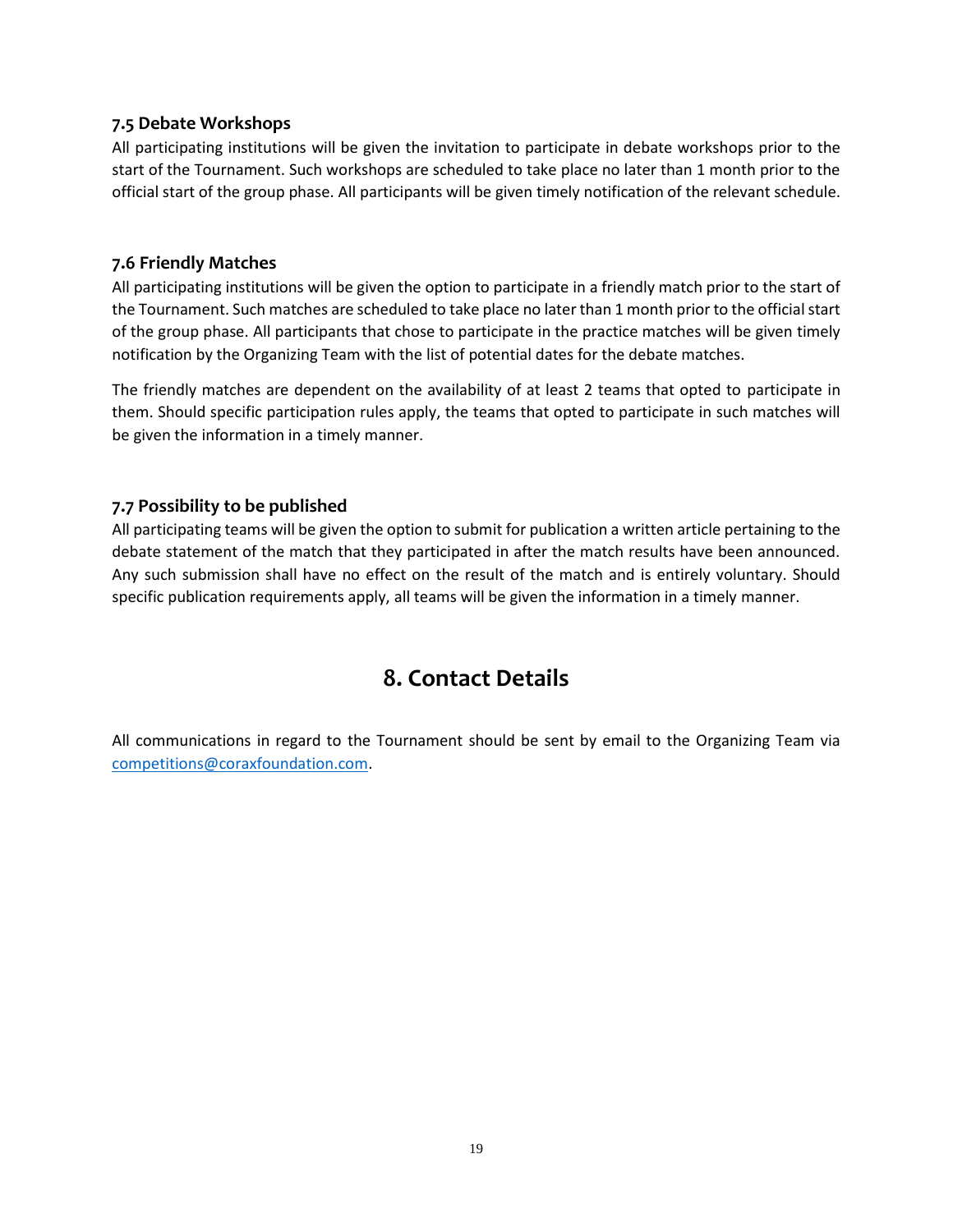### 7.5 Debate Workshops

All participating institutions will be given the invitation to participate in debate workshops prior to the start of the Tournament. Such workshops are scheduled to take place no later than 1 month prior to the official start of the group phase. All participants will be given timely notification of the relevant schedule.

### 7.6 Friendly Matches

All participating institutions will be given the option to participate in a friendly match prior to the start of the Tournament. Such matches are scheduled to take place no later than 1 month prior to the official start of the group phase. All participants that chose to participate in the practice matches will be given timely notification by the Organizing Team with the list of potential dates for the debate matches.

The friendly matches are dependent on the availability of at least 2 teams that opted to participate in them. Should specific participation rules apply, the teams that opted to participate in such matches will be given the information in a timely manner.

### 7.7 Possibility to be published

All participating teams will be given the option to submit for publication a written article pertaining to the debate statement of the match that they participated in after the match results have been announced. Any such submission shall have no effect on the result of the match and is entirely voluntary. Should specific publication requirements apply, all teams will be given the information in a timely manner.

## 8. Contact Details

All communications in regard to the Tournament should be sent by email to the Organizing Team via [competitions@coraxfoundation.com](mailto:competitions@coraxfoundation.com).